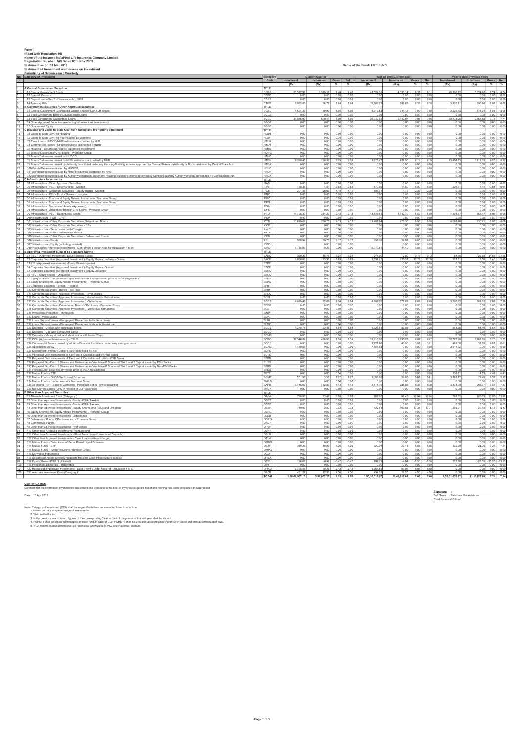Form 1
(Read with Regulation 10)
Name of the Insurer : IndiaFirst Life Insurance Company Limited
Registration Number :143 Dated 05th Nov 2009
Statement as on :31 Mar 2019
Statement of Investment and Income on Investment
Periodicity of Submission : Quarterly

Name of the Fund: LIFE FUND

| No. | Category of Investment | Category Code | Current Quarter | | | | Year To Date(Current Year) | | | | Year to date(Previous Year) | | | |
|---|---|---|---|---|---|---|---|---|---|---|---|---|---|---|
| | | | Investment | Income on | Gross | Net | Investment | Income on | Gross | Net | Investment | Income on | Gross | Net |
| | | | (Rs) | (Rs) | % | % | (Rs) | (Rs) | % | % | (Rs) | (Rs) | % | % |
| 1 | A Central Government Securities | TITLE | | | | | | | | | | | | |
| 2 | A1 Central Government Bonds | CGSB | 53,582.92 | 1,319.17 | 2.46 | 2.46 | 48,524.35 | 4,033.14 | 8.31 | 8.31 | 40,300.72 | 3,524.26 | 8.74 | 8.74 |
| 3 | A2 Special Deposits | CSPD | 0.00 | 0.00 | 0.00 | 0.00 | 0.00 | 0.00 | 0.00 | 0.00 | 0.00 | 0.00 | 0.00 | 0.00 |
| 4 | A3 Deposit under Sec 7 of Insurance Act, 1938 | CDSS | 0.00 | 0.00 | 0.00 | 0.00 | 0.00 | 0.00 | 0.00 | 0.00 | 0.00 | 0.00 | 0.00 | 0.00 |
| 5 | A4 Treasury Bills | CTRB | 6,025.60 | 98.78 | 1.64 | 1.64 | 10,969.22 | 699.63 | 6.38 | 6.38 | 5,870.11 | 356.20 | 6.07 | 6.07 |
| 6 | B Government Securities / Other Approved Securities | TITLE | | | | | | | | | | | | |
| 7 | B1 Central Government Guaranteed Loans/ Special/ Non-SLR Bonds | CGSL | 4,594.37 | 89.90 | 1.96 | 1.96 | 4,319.53 | 341.13 | 7.90 | 7.90 | 2,220.43 | 178.94 | 8.06 | 8.06 |
| 8 | B2 State Government Bonds/ Development Loans | SGGB | 0.00 | 0.00 | 0.00 | 0.00 | 0.00 | 0.00 | 0.00 | 0.00 | 0.00 | 0.00 | 0.00 | 0.00 |
| 9 | B3 State Government Guaranteed Loans | SGGL | 30,086.99 | 600.11 | 1.99 | 1.99 | 26,949.82 | 2,142.97 | 7.95 | 7.95 | 30,673.26 | 2,365.88 | 7.71 | 7.71 |
| 10 | B4 Other Approved Securities (excluding Infrastructure Investments) | SGOA | 0.00 | 0.00 | 0.00 | 0.00 | 0.00 | 0.00 | 0.00 | 0.00 | 0.00 | 0.00 | 0.00 | 0.00 |
| 11 | B5 Guaranteed Equity | SGGE | 0.00 | 0.00 | 0.00 | 0.00 | 0.00 | 0.00 | 0.00 | 0.00 | 0.00 | 0.00 | 0.00 | 0.00 |
| 12 | C Housing and Loans to State Govt for housing and fire fighting equipment | TITLE | | | | | | | | | | | | |
| 13 | C1 Loans to State Govt. for Housing | HLSH | 0.00 | 0.00 | 0.00 | 0.00 | 0.00 | 0.00 | 0.00 | 0.00 | 0.00 | 0.00 | 0.00 | 0.00 |
| 14 | C2 Loans to State Govt. for Fire Fighting Equipments | HLSF | 0.00 | 0.00 | 0.00 | 0.00 | 0.00 | 0.00 | 0.00 | 0.00 | 0.00 | 0.00 | 0.00 | 0.00 |
| 15 | C3 Term Loan - HUDCO/NHB/Institutions accredited by NHB | HTLH | 0.00 | 0.00 | 0.00 | 0.00 | 0.00 | 0.00 | 0.00 | 0.00 | 0.00 | 0.00 | 0.00 | 0.00 |
| 16 | C4 Commercial Papers - NHB/Institutions accredited by NHB | HTLN | 0.00 | 0.00 | 0.00 | 0.00 | 0.00 | 0.00 | 0.00 | 0.00 | 0.00 | 0.00 | 0.00 | 0.00 |
| 17 | C5 Housing - Securitised Assets ( Approved Investment) | HMBS | 0.00 | 0.00 | 0.00 | 0.00 | 0.00 | 0.00 | 0.00 | 0.00 | 0.00 | 0.00 | 0.00 | 0.00 |
| 18 | C6 Bonds/ Debentures/ CPs/ Loans - Promotor Group | HDPG | 0.00 | 0.00 | 0.00 | 0.00 | 0.00 | 0.00 | 0.00 | 0.00 | 0.00 | 0.00 | 0.00 | 0.00 |
| 19 | C7 Bonds/Debentures issued by HUDCO | HTHD | 0.00 | 0.00 | 0.00 | 0.00 | 0.00 | 0.00 | 0.00 | 0.00 | 0.00 | 0.00 | 0.00 | 0.00 |
| 20 | C8 Bonds/Debentures issued by NHB/ Institutions accredited by NHB | HTDN | 9,388.43 | 190.37 | 2.03 | 2.03 | 11,273.47 | 922.90 | 8.19 | 8.19 | 13,456.93 | 1,111.18 | 8.26 | 8.26 |
| 21 | C9 Bonds/Debentures issued by Authority constituted under any Housing/Building scheme approved by Central/State/any Authority or Body constituted by Central/State Act. | HTDA | 0.00 | 0.00 | 0.00 | 0.00 | 0.00 | 0.00 | 0.00 | 0.00 | 0.00 | 0.00 | 0.00 | 0.00 |
| 22 | C10 Bonds/Debentures issued by HUDCO | HFHD | 0.00 | 0.00 | 0.00 | 0.00 | 0.00 | 0.00 | 0.00 | 0.00 | 0.00 | 0.00 | 0.00 | 0.00 |
| 23 | C11 Bonds/Debentures issued by NHB/ Institutions accredited by NHB | HFDN | 0.00 | 0.00 | 0.00 | 0.00 | 0.00 | 0.00 | 0.00 | 0.00 | 0.00 | 0.00 | 0.00 | 0.00 |
| 24 | C12 Bonds/Debentures issued by Authority constituted under any Housing/Building scheme approved by Central/State/any Authority or Body constituted by Central/State Act. | HFDA | 0.00 | 0.00 | 0.00 | 0.00 | 0.00 | 0.00 | 0.00 | 0.00 | 0.00 | 0.00 | 0.00 | 0.00 |
| 25 | D Infrastructure Investments | TITLE | | | | | | | | | | | | |
| 26 | D1 Infrastructure - Other Approved Securities | ISAS | 0.00 | 0.00 | 0.00 | 0.00 | 0.00 | 0.00 | 0.00 | 0.00 | 0.00 | 0.00 | 0.00 | 0.00 |
| 27 | D2 Infrastructure - PSU - Equity shares - Quoted | ITPE | 168.38 | 4.51 | 2.68 | 2.68 | 170.92 | 11.80 | 6.90 | 6.90 | 224.51 | -1.44 | -0.64 | -0.64 |
| 28 | D3 Infrastructure - Corporate Securities - Equity shares - Quoted | ITCE | 201.97 | -28.66 | -14.19 | -14.19 | 197.71 | -4.73 | -2.39 | -2.39 | 0.00 | 0.00 | 0.00 | 0.00 |
| 29 | D4 Infrastructure - PSU - Equity Shares - Unquoted | IENQ | 0.00 | 0.00 | 0.00 | 0.00 | 0.00 | 0.00 | 0.00 | 0.00 | 0.00 | 0.00 | 0.00 | 0.00 |
| 30 | D5 Infrastructure - Equity and Equity Related Instruments (Promoter Group) | IEUQ | 0.00 | 0.00 | 0.00 | 0.00 | 0.00 | 0.00 | 0.00 | 0.00 | 0.00 | 0.00 | 0.00 | 0.00 |
| 31 | D6 Infrastructure - Equity and Equity Related Instruments (Promoter Group) | IEPG | 0.00 | 0.00 | 0.00 | 0.00 | 0.00 | 0.00 | 0.00 | 0.00 | 0.00 | 0.00 | 0.00 | 0.00 |
| 32 | D7 Infrastructure - Securitised Assets (Approved) | IESA | 0.00 | 0.00 | 0.00 | 0.00 | 0.00 | 0.00 | 0.00 | 0.00 | 0.00 | 0.00 | 0.00 | 0.00 |
| 33 | D8 Infrastructure - Debenture/ Bonds/ CPs/ Loans - Promoter Group | IDPG | 0.00 | 0.00 | 0.00 | 0.00 | 0.00 | 0.00 | 0.00 | 0.00 | 0.00 | 0.00 | 0.00 | 0.00 |
| 34 | D9 Infrastructure - PSU - Debentures/ Bonds | IPTD | 14,726.89 | 314.30 | 2.13 | 2.13 | 13,146.61 | 1,142.79 | 8.69 | 8.69 | 7,301.77 | 653.17 | 8.95 | 8.95 |
| 35 | D10 Infrastructure - PSU - CPs | IPCP | 0.00 | 0.00 | 0.00 | 0.00 | 0.00 | 0.00 | 0.00 | 0.00 | 0.00 | 0.00 | 0.00 | 0.00 |
| 36 | D11 Infrastructure - Other Corporate Securities- Debentures/ Bonds | ICTD | 10,819.04 | 230.76 | 2.13 | 2.13 | 11,401.64 | 978.30 | 8.58 | 8.58 | 4,088.76 | 330.41 | 8.08 | 8.08 |
| 37 | D12 Infrastructure - Other Corporate Securities - CPs | ICCP | 0.00 | 0.00 | 0.00 | 0.00 | 0.00 | 0.00 | 0.00 | 0.00 | 0.00 | 0.00 | 0.00 | 0.00 |
| 38 | D13 Infrastructure - Term Loans (with Charge) | ILWC | 0.00 | 0.00 | 0.00 | 0.00 | 0.00 | 0.00 | 0.00 | 0.00 | 0.00 | 0.00 | 0.00 | 0.00 |
| 39 | D14 Infrastructure - PSU - Debentures/ Bonds | IPFD | 0.00 | 0.00 | 0.00 | 0.00 | 0.00 | 0.00 | 0.00 | 0.00 | 0.00 | 0.00 | 0.00 | 0.00 |
| 40 | D15 Infrastructure - Other Corporate Securities - Debentures/ Bonds | ICFD | 0.00 | 0.00 | 0.00 | 0.00 | 0.00 | 0.00 | 0.00 | 0.00 | 0.00 | 0.00 | 0.00 | 0.00 |
| 41 | D16 Infrastructure - Bonds | ILBI | 958.94 | 20.76 | 2.17 | 2.17 | 957.08 | 57.91 | 6.05 | 6.05 | 0.00 | 0.00 | 0.00 | 0.00 |
| 42 | D17 Infrastructure - Equity (including unlisted) | IOEQ | 0.00 | 0.00 | 0.00 | 0.00 | 0.00 | 0.00 | 0.00 | 0.00 | 0.00 | 0.00 | 0.00 | 0.00 |
| 43 | D18 Reclassified Approved Investments - Debt (Point 6 under Note for Regulation 4 to 9) | IORD | 7,748.99 | -0.26 | 0.00 | 0.00 | 5,070.61 | 44.40 | 0.88 | 0.88 | 0.00 | 0.00 | 0.00 | 0.00 |
| 44 | E Approved Investment Subject To Exposure Norms | TITLE | | | | | | | | | | | | |
| 45 | E1 PSU - (Approved Investment)-Equity Shares quoted | EAEQ | 360.36 | 18.78 | 5.21 | 5.21 | 274.00 | -2.00 | -0.73 | -0.73 | 84.55 | -26.68 | -31.56 | -31.56 |
| 46 | E2 Corporate Securities (Approved Investment ) -Equity Shares (ordinary)-Quoted | EACE | 1,950.63 | 133.31 | 6.83 | 6.83 | 1,637.25 | 225.57 | 13.78 | 13.78 | 507.51 | 12.50 | 2.46 | 2.46 |
| 47 | E3 PSU-(Approved Investments) -Equity Shares -quoted | ETPE | 0.00 | 0.00 | 0.00 | 0.00 | 0.00 | 0.00 | 0.00 | 0.00 | 0.00 | 0.00 | 0.00 | 0.00 |
| 48 | E4 Corporate Securities (Approved Investment ) -Equity Shares -Quoted | ETCE | 0.00 | 0.00 | 0.00 | 0.00 | 0.00 | 0.00 | 0.00 | 0.00 | 0.00 | 0.00 | 0.00 | 0.00 |
| 49 | E5 Corporate Securities (Approved Investment ) -Equity Unquoted | EENQ | 0.00 | 0.00 | 0.00 | 0.00 | 0.00 | 0.00 | 0.00 | 0.00 | 0.00 | 0.00 | 0.00 | 0.00 |
| 50 | E6 PSU - Equity Shares - Unquoted | EEUQ | 0.00 | 0.00 | 0.00 | 0.00 | 0.00 | 0.00 | 0.00 | 0.00 | 0.00 | 0.00 | 0.00 | 0.00 |
| 51 | E7 Equity Shares - Companies incorporated outside India (invested prior to IRDA Regulations) | EFES | 0.00 | 0.00 | 0.00 | 0.00 | 0.00 | 0.00 | 0.00 | 0.00 | 0.00 | 0.00 | 0.00 | 0.00 |
| 52 | E8 Equity Shares (incl. Equity related Instruments) - Promoter Group | EEPG | 0.00 | 0.00 | 0.00 | 0.00 | 0.00 | 0.00 | 0.00 | 0.00 | 0.00 | 0.00 | 0.00 | 0.00 |
| 53 | E9 Corporate Securities - Bonds - Taxable | EPBT | 0.00 | 0.00 | 0.00 | 0.00 | 0.00 | 0.00 | 0.00 | 0.00 | 0.00 | 0.00 | 0.00 | 0.00 |
| 54 | E10 Corporate Securities - Bonds - Tax free | EPBF | 0.00 | 0.00 | 0.00 | 0.00 | 0.00 | 0.00 | 0.00 | 0.00 | 0.00 | 0.06 | 0.00 | 0.00 |
| 55 | E11 Corporate Securities (Approved Investment ) -Pref Shares | EPNQ | 0.00 | 0.00 | 0.00 | 0.00 | 0.00 | 0.00 | 0.00 | 0.00 | 0.00 | 0.00 | 0.00 | 0.00 |
| 56 | E12 Corporate Securities (Approved Investment ) -Investment in Subsidiaries | ECIS | 0.00 | 0.00 | 0.00 | 0.00 | 0.00 | 0.00 | 0.00 | 0.00 | 0.00 | 0.00 | 0.00 | 0.00 |
| 57 | E13 Corporate Securities (Approved Investment ) -Debentures | ECOS | 4,019.46 | 82.09 | 2.04 | 2.04 | 4,681.70 | 378.62 | 8.09 | 8.09 | 3,267.65 | 261.15 | 7.99 | 7.99 |
| 58 | E14 Corporate Securities - Debentures/ Bonds/ CPs/ Loans - Promoter Group | EDPG | 0.00 | 0.00 | 0.00 | 0.00 | 0.00 | 0.00 | 0.00 | 0.00 | 0.00 | 0.00 | 0.00 | 0.00 |
| 59 | E15 Corporate Securities (Approved Investment ) -Derivative Instruments | ECDI | 0.00 | 0.00 | 0.00 | 0.00 | 0.00 | 0.00 | 0.00 | 0.00 | 0.00 | 0.00 | 0.00 | 0.00 |
| 60 | E16 Investment Properties - Immovable | EINP | 0.00 | 0.00 | 0.00 | 0.00 | 0.00 | 0.00 | 0.00 | 0.00 | 0.00 | 0.00 | 0.00 | 0.00 |
| 61 | E17 Loans - Policy Loans | ELPL | 0.00 | 0.00 | 0.00 | 0.00 | 0.00 | 0.00 | 0.00 | 0.00 | 0.00 | 0.00 | 0.00 | 0.00 |
| 62 | E18 Loans Secured Loans -Mortgage of Property in India (term Loan) | ELMI | 0.00 | 0.00 | 0.00 | 0.00 | 0.00 | 0.00 | 0.00 | 0.00 | 0.00 | 0.00 | 0.00 | 0.00 |
| 63 | E19 Loans Secured Loans -Mortgage of Property outside India (term Loan) | ELMO | 0.00 | 0.00 | 0.00 | 0.00 | 0.00 | 0.00 | 0.00 | 0.00 | 0.00 | 0.00 | 0.00 | 0.00 |
| 64 | E20 Deposits - Deposit with scheduled banks | ECDB | 1,275.78 | 23.46 | 1.84 | 1.84 | 1,226.51 | 89.06 | 7.26 | 7.26 | 961.25 | 64.16 | 6.67 | 6.67 |
| 65 | E21 Deposits - CDs with Scheduled Banks | EDCD | 0.00 | 0.00 | 0.00 | 0.00 | 0.00 | 0.00 | 0.00 | 0.00 | 0.00 | 0.00 | 0.00 | 0.00 |
| 66 | E22 Deposits - Money at call and short notice with banks /Repo | ECMR | 0.00 | 0.00 | 0.00 | 0.00 | 0.00 | 0.00 | 0.00 | 0.00 | 0.00 | 0.00 | 0.00 | 0.00 |
| 67 | E23 CCIL (Approved Investement) - CBLO | ECBO | 32,346.89 | 498.66 | 1.54 | 1.54 | 31,916.02 | 1,936.28 | 6.07 | 6.07 | 32,727.26 | 1,881.80 | 5.75 | 5.75 |
| 68 | E24 Commercial Papers issued by all India Financial Institutions rated very strong or more | ECCP | 0.00 | 0.00 | 0.00 | 0.00 | 1,427.56 | 42.93 | 3.01 | 3.01 | 482.06 | 31.88 | 6.61 | 6.61 |
| 69 | E25 Application Money | ECAM | 1,469.67 | 0.00 | 0.00 | 0.00 | 7,454.83 | 0.00 | 0.00 | 0.00 | 2,541.92 | 0.00 | 0.00 | 0.00 |
| 70 | E26 Deposit with Primary Dealers duly recognised by RBI | EDPD | 0.00 | 0.00 | 0.00 | 0.00 | 0.00 | 0.00 | 0.00 | 0.00 | 0.00 | 0.00 | 0.00 | 0.00 |
| 71 | E27 Perpetual Debt Instruments of Tier I and II Capital issued by PSU Banks | EUPD | 0.00 | 0.00 | 0.00 | 0.00 | 0.00 | 0.00 | 0.00 | 0.00 | 0.00 | 0.00 | 0.00 | 0.00 |
| 72 | E28 Perpetual Debt Instruments of Tier I and II Capital issued by Non-PSU Banks | EPPD | 0.00 | 0.00 | 0.00 | 0.00 | 0.00 | 0.00 | 0.00 | 0.00 | 0.00 | 0.00 | 0.00 | 0.00 |
| 73 | E29 Perpetual Non-Cum. P.Shares and Redeemable Cumulative P.Shares of Tier 1 and 2 Capital issued by PSU Banks | EUPS | 0.00 | 0.00 | 0.00 | 0.00 | 0.00 | 0.00 | 0.00 | 0.00 | 0.00 | 0.00 | 0.00 | 0.00 |
| 74 | E30 Perpetual Non-Cum. P.Shares and Redeemable Cumulative P.Shares of Tier 1 and 2 Capital issued by Non-PSU Banks | EPPS | 0.00 | 0.00 | 0.00 | 0.00 | 0.00 | 0.00 | 0.00 | 0.00 | 0.00 | 0.00 | 0.00 | 0.00 |
| 75 | E31 Foreign Debt Securities (invested prior to IRDA Regulations) | EFDS | 0.00 | 0.00 | 0.00 | 0.00 | 0.00 | 0.00 | 0.00 | 0.00 | 0.00 | 0.00 | 0.00 | 0.00 |
| 76 | E32 Mutual Funds - ETF | EETF | 0.00 | 0.00 | 0.00 | 0.00 | 0.00 | 0.00 | 0.00 | 0.00 | 336.11 | 14.83 | 4.41 | 4.41 |
| 77 | E33 Mutual Funds - Gilt/ G Sec/ Liquid Schemes | EGMF | 201.86 | 3.58 | 1.77 | 1.77 | 1,053.01 | 59.05 | 5.61 | 5.61 | 3,383.17 | 78.48 | 2.32 | 2.32 |
| 78 | E34 Mutual Funds - (under Insurer's Promoter Group) | EMPG | 0.00 | 0.00 | 0.00 | 0.00 | 0.00 | 0.00 | 0.00 | 0.00 | 0.00 | 0.00 | 0.00 | 0.00 |
| 79 | E35 Additional Tier 1(Basel III Compliant) Perpetual Bonds - [Private Banks] | EAPB | 3,446.69 | 152.63 | 4.43 | 4.43 | 3,411.76 | 285.85 | 8.38 | 8.38 | 3,373.09 | 265.37 | 7.87 | 7.87 |
| 80 | E36 Net Current Assets (Only in respect of ULIP Business) | ENCA | 0.00 | 0.00 | 0.00 | 0.00 | 0.00 | 0.00 | 0.00 | 0.00 | 0.00 | 0.00 | 0.00 | 0.00 |
| 81 | F Other than Approved Securities | TITLE | | | | | | | | | | | | |
| 82 | F1 Alternate Investment Fund (Category I) | OAFA | 760.83 | 23.42 | 3.08 | 3.08 | 761.05 | 98.46 | 12.94 | 12.94 | 762.05 | 105.63 | 13.86 | 13.86 |
| 83 | F2 Other than Approved Investments -Bonds -PSU- Taxable | OBPT | 0.00 | 0.00 | 0.00 | 0.00 | 0.00 | 0.00 | 0.00 | 0.00 | 0.00 | 0.00 | 0.00 | 0.00 |
| 84 | F3 Other than Approved Investments -Bonds -PSU- Tax free | OBPF | 0.00 | 0.00 | 0.00 | 0.00 | 0.00 | 0.00 | 0.00 | 0.00 | 0.00 | 0.00 | 0.00 | 0.00 |
| 85 | F4 Other than Approved Investments - Equity Shares (incl PSUs and Unlisted) | OESH | 749.97 | 2.50 | 0.33 | 0.33 | 422.61 | -199.93 | -47.31 | -47.31 | 393.01 | -20.15 | -5.13 | -5.13 |
| 86 | F5 Equity Shares (incl. Equity related Instruments) - Promoter Group | OEPG | 0.00 | 0.00 | 0.00 | 0.00 | 0.00 | 0.00 | 0.00 | 0.00 | 0.00 | 0.00 | 0.00 | 0.00 |
| 87 | F6 Other than Approved Investments -Debentures | OLDB | 0.00 | 0.00 | 0.00 | 0.00 | 0.00 | 0.00 | 0.00 | 0.00 | 0.00 | 0.00 | 0.00 | 0.00 |
| 88 | F7 Debentures/ Bonds/ CPs/ Loans etc. - Promoter Group | ODPG | 0.00 | 0.00 | 0.00 | 0.00 | 0.00 | 0.00 | 0.00 | 0.00 | 0.00 | 0.00 | 0.00 | 0.00 |
| 89 | F8 Commercial Papers | OACP | 0.00 | 0.00 | 0.00 | 0.00 | 0.00 | 0.00 | 0.00 | 0.00 | 0.00 | 0.00 | 0.00 | 0.00 |
| 90 | F9 Other than Approved Investments -Pref Shares | OPSH | 0.00 | 0.00 | 0.00 | 0.00 | 0.00 | 0.00 | 0.00 | 0.00 | 0.00 | 0.00 | 0.00 | 0.00 |
| 91 | F10 Other than Approved Investments -Venture fund | OVNF | 0.00 | 0.00 | 0.00 | 0.00 | 0.00 | 0.00 | 0.00 | 0.00 | 0.00 | 0.00 | 0.00 | 0.00 |
| 92 | F11 Other than Approved Investments -Short Trem Loans (Unsecured Deposits) | OSLU | 0.00 | 0.00 | 0.00 | 0.00 | 0.00 | 0.00 | 0.00 | 0.00 | 0.00 | 0.00 | 0.00 | 0.00 |
| 93 | F12 Other than Approved Investments - Term Loans (without charge ) | OTLW | 0.00 | 0.00 | 0.00 | 0.00 | 0.00 | 0.00 | 0.00 | 0.00 | 0.00 | 0.00 | 0.00 | 0.00 |
| 94 | F13 Mutual Funds - Debt/ Income/ Serial Plans/ Liquid Schemes | OMGS | 0.00 | 0.00 | 0.00 | 0.00 | 0.00 | 0.00 | 0.00 | 0.00 | 0.00 | 0.00 | 0.00 | 0.00 |
| 95 | F14 Mutual Funds - ETF | OETF | 319.25 | 19.99 | 6.26 | 6.26 | 320.04 | 27.41 | 8.56 | 8.56 | 332.39 | -24.06 | -7.24 | -7.24 |
| 96 | F15 Mutual Funds - (under Insurer's Promoter Group) | OMPG | 0.00 | 0.00 | 0.00 | 0.00 | 0.00 | 0.00 | 0.00 | 0.00 | 0.00 | 0.00 | 0.00 | 0.00 |
| 97 | F16 Derivative Instruments | OCDI | 0.00 | 0.00 | 0.00 | 0.00 | 0.00 | 0.00 | 0.00 | 0.00 | 0.00 | 0.00 | 0.00 | 0.00 |
| 98 | F17 Securitised Assets (underlying assets Housing Loan/ Infrastructure assets) | OPSA | 0.00 | 0.00 | 0.00 | 0.00 | 0.00 | 0.00 | 0.00 | 0.00 | 0.00 | 0.00 | 0.00 | 0.00 |
| 99 | F18 Equity Shares (PSU $ Unlisted) | OEPU | 196.62 | -0.92 | -0.47 | -0.47 | 197.71 | -4.94 | -2.50 | -2.50 | 222.26 | -52.30 | -23.53 | -23.53 |
| 100 | F19 Investment properties - Immovable | OIPI | 0.00 | 0.00 | 0.00 | 0.00 | 0.00 | 0.00 | 0.00 | 0.00 | 0.00 | 0.00 | 0.00 | 0.00 |
| 101 | F20 Reclassified Approved Investments - Debt (Point 6 under Note for Regulation 4 to 9) | ORAD | 2,765.56 | 60.28 | 2.18 | 2.18 | 1,965.85 | 99.95 | 5.08 | 5.08 | 0.00 | 0.00 | 0.00 | 0.00 |
| 102 | F21 Alternate Investment Fund (Category II) | OAFB | 491.52 | 12.31 | 2.50 | 2.50 | 434.51 | 19.55 | 4.50 | 4.50 | 0.00 | 0.00 | 0.00 | 0.00 |
| | | TOTAL | 1,88,67,962.13 | 3,87,002.26 | 2.05 | 2.05 | 1,90,16,018.97 | 13,42,018.64 | 7.06 | 7.06 | 1,53,51,076.97 | 11,11,127.20 | 7.24 | 7.24 |

**CERTIFICATION**
Certified that the information given herein are correct and complete to the best of my knowledge and belief and nothing has been concealed or suppressed

Date : 10 Apr 2019

Signature : ______________________
Full Name : Satishwar Balakrishnan
Chief Financial Officer

Note: Category of investment (COI) shall be as per Guidelines, as amended from time to time
1. Based on daily simple Average of Investments
2. Yield netted for tax
3. In the previous year column, figures of the corresponding Year to date of the previous financial year shall be shown.
4. FORM-1 shall be prepared in respect of each fund. In case of ULIP FORM-1 shall be prepared at Segregated Fund (SFIN) level and also at consolidated level.
5. YTD income on investment shall be reconciled with figures in P&L and Revenue account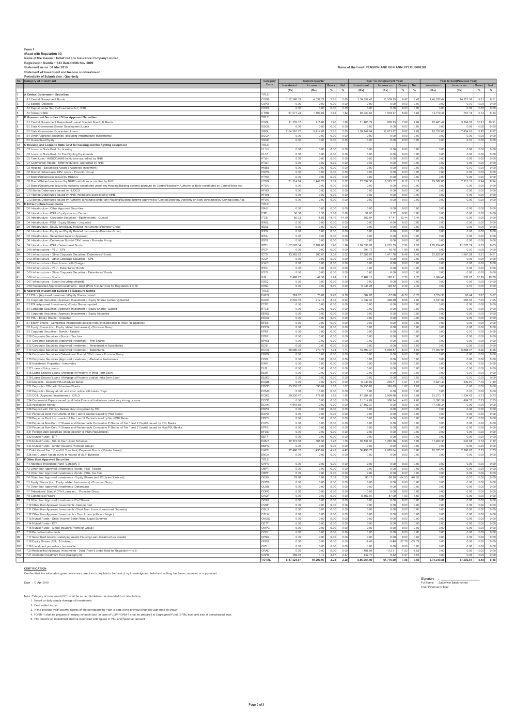Form 1
(Read with Regulation 10)
Name of the Insurer : IndiaFirst Life Insurance Company Limited
Registration Number :143 Dated 05th Nov 2009
Statement as on :31 Mar 2019
Statement of Investment and Income on Investment
Periodicity of Submission : Quarterly

Name of the Fund: PENSION AND GEN ANNUITY BUSINESS

| No. | Category of Investment | Category Code | Current Quarter | | | | Year To Date(Current Year) | | | | Year to date(Previous Year) | | | |
|---|---|---|---|---|---|---|---|---|---|---|---|---|---|---|
| | | | Investment (Rs) | Income on (Rs) | Gross % | Net % | Investment (Rs) | Income on (Rs) | Gross % | Net % | Investment (Rs) | Income on (Rs) | Gross % | Net % |
| 1 | A Central Government Securities | TITLE | | | | | | | | | | | | |
| 2 | A1 Central Government Bonds | CGSB | 1,52,366.03 | 4,037.78 | 2.65 | 2.65 | 1,59,858.47 | 13,539.35 | 8.47 | 8.47 | 1,48,522.44 | 14,121.16 | 9.51 | 9.51 |
| 3 | A2 Special Deposits | CSPD | 0.00 | 0.00 | 0.00 | 0.00 | 0.00 | 0.00 | 0.00 | 0.00 | 0.00 | 0.00 | 0.00 | 0.00 |
| 4 | A3 Deposit under Sec 7 of Insurance Act, 1938 | CDSS | 0.00 | 0.00 | 0.00 | 0.00 | 0.00 | 0.00 | 0.00 | 0.00 | 0.00 | 0.00 | 0.00 | 0.00 |
| 5 | A4 Treasury Bills | CTRB | 67,977.24 | 1,103.03 | 1.62 | 1.62 | 32,930.54 | 1,918.97 | 5.83 | 5.83 | 13,779.46 | 707.14 | 5.13 | 5.13 |
| 6 | B Government Securities / Other Approved Securities | TITLE | | | | | | | | | | | | |
| 7 | B1 Central Government Guaranteed Loans/ Special/ Non-SLR Bonds | CGSL | 11,355.37 | 215.84 | 1.90 | 1.90 | 11,401.79 | 876.93 | 7.69 | 7.69 | 28,461.42 | 3,104.52 | 10.91 | 10.91 |
| 8 | B2 State Government Bonds/ Development Loans | SGGB | 0.00 | 0.00 | 0.00 | 0.00 | 0.00 | 0.00 | 0.00 | 0.00 | 0.00 | 0.00 | 0.00 | 0.00 |
| 9 | B3 State Government Guaranteed Loans | SGGL | 2,04,291.27 | 5,414.06 | 2.65 | 2.65 | 1,69,149.94 | 16,613.62 | 9.82 | 9.82 | 83,527.65 | 7,454.65 | 8.92 | 8.92 |
| 10 | B4 Other Approved Securities (excluding Infrastructure Investments) | SGOA | 0.00 | 0.00 | 0.00 | 0.00 | 0.00 | 0.00 | 0.00 | 0.00 | 0.00 | 0.00 | 0.00 | 0.00 |
| 11 | B5 Guaranteed Equity | SGGE | 0.00 | 0.00 | 0.00 | 0.00 | 0.00 | 0.00 | 0.00 | 0.00 | 0.00 | 0.00 | 0.00 | 0.00 |
| 12 | C Housing and Loans to State Govt for housing and fire fighting equipment | TITLE | | | | | | | | | | | | |
| 13 | C1 Loans to State Govt. for Housing | HLSH | 0.00 | 0.00 | 0.00 | 0.00 | 0.00 | 0.00 | 0.00 | 0.00 | 0.00 | 0.00 | 0.00 | 0.00 |
| 14 | C2 Loans to State Govt. for Fire Fighting Equipments | HLSF | 0.00 | 0.00 | 0.00 | 0.00 | 0.00 | 0.00 | 0.00 | 0.00 | 0.00 | 0.00 | 0.00 | 0.00 |
| 15 | C3 Term Loan - HUDCO/NHB/Institutions accredited by NHB | HTLH | 0.00 | 0.00 | 0.00 | 0.00 | 0.00 | 0.00 | 0.00 | 0.00 | 0.00 | 0.00 | 0.00 | 0.00 |
| 16 | C4 Commercial Papers - NHB/Institutions accredited by NHB | HTLN | 0.00 | 0.00 | 0.00 | 0.00 | 0.00 | 0.00 | 0.00 | 0.00 | 0.00 | 0.00 | 0.00 | 0.00 |
| 17 | C5 Housing - Securitised Assets ( Approved Investment) | HMBS | 0.00 | 0.00 | 0.00 | 0.00 | 0.00 | 0.00 | 0.00 | 0.00 | 0.00 | 0.00 | 0.00 | 0.00 |
| 18 | C6 Bonds/ Debentures/ CPs/ Loans - Promoter Group | HDPG | 0.00 | 0.00 | 0.00 | 0.00 | 0.00 | 0.00 | 0.00 | 0.00 | 0.00 | 0.00 | 0.00 | 0.00 |
| 19 | C7 Bonds/Debentures issued by HUDCO | HTHD | 0.00 | 0.00 | 0.00 | 0.00 | 0.00 | 0.00 | 0.00 | 0.00 | 0.00 | 0.00 | 0.00 | 0.00 |
| 20 | C8 Bonds/Debentures issued by NHB/ Institutions accredited by NHB | HTDN | 71,714.14 | 1,448.23 | 2.02 | 2.02 | 77,397.36 | 6,323.52 | 8.17 | 8.17 | 79,582.85 | 7,113.15 | 8.94 | 8.94 |
| 21 | C9 Bonds/Debentures issued by Authority constituted under any Housing/Building scheme approved by Central/State/any Authority or Body constituted by Central/State Act. | HTDA | 0.00 | 0.00 | 0.00 | 0.00 | 0.00 | 0.00 | 0.00 | 0.00 | 0.00 | 0.00 | 0.00 | 0.00 |
| 22 | C10 Bonds/Debentures issued by HUDCO | HFHD | 0.00 | 0.00 | 0.00 | 0.00 | 0.00 | 0.00 | 0.00 | 0.00 | 0.00 | 0.00 | 0.00 | 0.00 |
| 23 | C11 Bonds/Debentures issued by NHB/ Institutions accredited by NHB | HFDN | 0.00 | 0.00 | 0.00 | 0.00 | 0.00 | 0.00 | 0.00 | 0.00 | 0.00 | 0.00 | 0.00 | 0.00 |
| 24 | C12 Bonds/Debentures issued by Authority constituted under any Housing/Building scheme approved by Central/State/any Authority or Body constituted by Central/State Act. | HFDA | 0.00 | 0.00 | 0.00 | 0.00 | 0.00 | 0.00 | 0.00 | 0.00 | 0.00 | 0.00 | 0.00 | 0.00 |
| 25 | D Infrastructure Investments | TITLE | | | | | | | | | | | | |
| 26 | D1 Infrastructure - Other Approved Securities | ISAS | 0.00 | 0.00 | 0.00 | 0.00 | 0.00 | 0.00 | 0.00 | 0.00 | 0.00 | 0.00 | 0.00 | 0.00 |
| 27 | D2 Infrastructure - PSU - Equity shares - Quoted | ITPE | 50.30 | 1.35 | 2.68 | 2.68 | 51.05 | 3.52 | 6.90 | 6.90 | 0.00 | 0.00 | 0.00 | 0.00 |
| 28 | D3 Infrastructure - Corporate Securities - Equity shares - Quoted | ITCE | 60.33 | -8.56 | -14.19 | -14.19 | 352.84 | 47.41 | 13.44 | 13.44 | 0.00 | 0.00 | 0.00 | 0.00 |
| 29 | D4 Infrastructure - PSU - Equity Shares - Unquoted | IENQ | 0.00 | 0.00 | 0.00 | 0.00 | 0.00 | 0.00 | 0.00 | 0.00 | 0.00 | 0.00 | 0.00 | 0.00 |
| 30 | D5 Infrastructure - Equity and Equity Related Instruments (Promoter Group) | IEUQ | 0.00 | 0.00 | 0.00 | 0.00 | 0.00 | 0.00 | 0.00 | 0.00 | 0.00 | 0.00 | 0.00 | 0.00 |
| 31 | D6 Infrastructure - Equity and Equity Related Instruments (Promoter Group) | IEPG | 0.00 | 0.00 | 0.00 | 0.00 | 0.00 | 0.00 | 0.00 | 0.00 | 0.00 | 0.00 | 0.00 | 0.00 |
| 32 | D7 Infrastructure - Securitised Assets (Approved) | IESA | 0.00 | 0.00 | 0.00 | 0.00 | 0.00 | 0.00 | 0.00 | 0.00 | 0.00 | 0.00 | 0.00 | 0.00 |
| 33 | D8 Infrastructure - Debenture/ Bonds/ CPs/ Loans - Promoter Group | IDPG | 0.00 | 0.00 | 0.00 | 0.00 | 0.00 | 0.00 | 0.00 | 0.00 | 0.00 | 0.00 | 0.00 | 0.00 |
| 34 | D9 Infrastructure - PSU - Debentures/ Bonds | IPTD | 1,07,662.54 | 2,109.80 | 1.96 | 1.96 | 1,16,536.97 | 9,213.33 | 7.91 | 7.91 | 1,28,254.65 | 11,570.19 | 9.03 | 9.03 |
| 35 | D10 Infrastructure - PSU - CPs | IPCP | 0.00 | 0.00 | 0.00 | 0.00 | 991.73 | 16.75 | 1.69 | 1.69 | 0.00 | 0.00 | 0.00 | 0.00 |
| 36 | D11 Infrastructure - Other Corporate Securities- Debentures/ Bonds | ICTD | 13,983.62 | 283.01 | 2.02 | 2.02 | 17,386.87 | 1,471.78 | 8.46 | 8.46 | 20,625.91 | 1,961.28 | 9.51 | 9.51 |
| 37 | D12 Infrastructure - Other Corporate Securities - CPs | ICCP | 0.00 | 0.00 | 0.00 | 0.00 | 0.00 | 0.00 | 0.00 | 0.00 | 0.00 | 0.00 | 0.00 | 0.00 |
| 38 | D13 Infrastructure - Term Loans (with Charge) | ILWC | 0.00 | 0.00 | 0.00 | 0.00 | 0.00 | 0.00 | 0.00 | 0.00 | 0.00 | 0.00 | 0.00 | 0.00 |
| 39 | D14 Infrastructure - PSU - Debentures/ Bonds | IPFD | 0.00 | 0.00 | 0.00 | 0.00 | 0.00 | 0.00 | 0.00 | 0.00 | 0.00 | 0.00 | 0.00 | 0.00 |
| 40 | D15 Infrastructure - Other Corporate Securities - Debentures/ Bonds | ICFD | 0.00 | 0.00 | 0.00 | 0.00 | 0.00 | 0.00 | 0.00 | 0.00 | 0.00 | 0.00 | 0.00 | 0.00 |
| 41 | D16 Infrastructure - Bonds | ILBI | 2,488.77 | 47.58 | 1.91 | 1.91 | 2,487.13 | 192.91 | 7.76 | 7.76 | 3,084.40 | 332.82 | 10.79 | 10.79 |
| 42 | D17 Infrastructure - Equity (including unlisted) | IOEQ | 0.00 | 0.00 | 0.00 | 0.00 | 0.00 | 0.00 | 0.00 | 0.00 | 0.00 | 0.00 | 0.00 | 0.00 |
| 43 | D18 Reclassified Approved Investments - Debt (Point 6 under Note for Regulation 4 to 9) | IORD | 0.00 | 0.00 | 0.00 | 0.00 | 5,034.28 | 125.12 | 2.49 | 2.49 | 0.00 | 0.00 | 0.00 | 0.00 |
| 44 | E Approved Investment Subject To Exposure Norms | TITLE | | | | | | | | | | | | |
| 45 | E1 PSU - (Approved Investment)-Equity Shares quoted | EAEQ | 724.07 | 70.67 | 9.76 | 9.76 | 562.05 | -37.66 | -6.70 | -6.70 | 1,374.33 | 50.44 | 3.67 | 3.67 |
| 46 | E2 Corporate Securities (Approved Investment ) -Equity Shares (ordinary)-Quoted | EACE | 2,646.19 | 212.16 | 8.02 | 8.02 | 4,539.37 | 438.69 | 9.66 | 9.66 | 4,161.87 | 293.55 | 7.05 | 7.05 |
| 47 | E3 PSU-(Approved Investments) -Equity Shares -quoted | ETPE | 0.00 | 0.00 | 0.00 | 0.00 | 0.00 | 0.00 | 0.00 | 0.00 | 0.00 | 0.00 | 0.00 | 0.00 |
| 48 | E4 Corporate Securities (Approved Investment ) -Equity Shares -Quoted | ETCE | 0.00 | 0.00 | 0.00 | 0.00 | 0.00 | 0.00 | 0.00 | 0.00 | 0.00 | 0.00 | 0.00 | 0.00 |
| 49 | E5 Corporate Securities (Approved Investment ) -Equity Unquoted | EENQ | 0.00 | 0.00 | 0.00 | 0.00 | 0.00 | 0.00 | 0.00 | 0.00 | 0.00 | 0.00 | 0.00 | 0.00 |
| 50 | E6 PSU - Equity Shares - Unquoted | EEUQ | 0.00 | 0.00 | 0.00 | 0.00 | 0.00 | 0.00 | 0.00 | 0.00 | 0.00 | 0.00 | 0.00 | 0.00 |
| 51 | E7 Equity Shares - Companies incorporated outside India (invested prior to IRDA Regulations) | EFES | 0.00 | 0.00 | 0.00 | 0.00 | 0.00 | 0.00 | 0.00 | 0.00 | 0.00 | 0.00 | 0.00 | 0.00 |
| 52 | E8 Equity Shares (incl. Equity related Instruments) - Promoter Group | EEPG | 0.00 | 0.00 | 0.00 | 0.00 | 0.00 | 0.00 | 0.00 | 0.00 | 0.00 | 0.00 | 0.00 | 0.00 |
| 53 | E9 Corporate Securities - Bonds - Taxable | EPBT | 0.00 | 0.00 | 0.00 | 0.00 | 0.00 | 0.00 | 0.00 | 0.00 | 0.00 | 0.00 | 0.00 | 0.00 |
| 54 | E10 Corporate Securities - Bonds - Tax free | EPBF | 0.00 | 0.00 | 0.00 | 0.00 | 0.00 | 0.00 | 0.00 | 0.00 | 0.00 | 0.00 | 0.00 | 0.00 |
| 55 | E11 Corporate Securities (Approved Investment ) -Pref Shares | EPNQ | 0.00 | 0.00 | 0.00 | 0.00 | 0.00 | 0.00 | 0.00 | 0.00 | 0.00 | 0.00 | 0.00 | 0.00 |
| 56 | E12 Corporate Securities (Approved Investment ) -Investment in Subsidiaries | ECIS | 0.00 | 0.00 | 0.00 | 0.00 | 0.00 | 0.00 | 0.00 | 0.00 | 0.00 | 0.00 | 0.00 | 0.00 |
| 57 | E13 Corporate Securities (Approved Investment ) -Debentures | ECOS | 55,690.32 | 970.76 | 1.74 | 1.74 | 73,690.41 | 5,909.87 | 8.00 | 8.00 | 71,307.91 | 5,888.07 | 8.26 | 8.26 |
| 58 | E14 Corporate Securities - Debentures/ Bonds/ CPs/ Loans - Promoter Group | EDPG | 0.00 | 0.00 | 0.00 | 0.00 | 0.00 | 0.00 | 0.00 | 0.00 | 0.00 | 0.00 | 0.00 | 0.00 |
| 59 | E15 Corporate Securities (Approved Investment ) -Derivative Instruments | ECDI | 0.00 | 0.00 | 0.00 | 0.00 | 0.00 | 0.00 | 0.00 | 0.00 | 0.00 | 0.00 | 0.00 | 0.00 |
| 60 | E16 Investment Properties - Immovable | EINP | 0.00 | 0.00 | 0.00 | 0.00 | 0.00 | 0.00 | 0.00 | 0.00 | 0.00 | 0.00 | 0.00 | 0.00 |
| 61 | E17 Loans - Policy Loans | ELPL | 0.00 | 0.00 | 0.00 | 0.00 | 0.00 | 0.00 | 0.00 | 0.00 | 0.00 | 0.00 | 0.00 | 0.00 |
| 62 | E18 Loans Secured Loans -Mortgage of Property in India (term Loan) | ELMI | 0.00 | 0.00 | 0.00 | 0.00 | 0.00 | 0.00 | 0.00 | 0.00 | 0.00 | 0.00 | 0.00 | 0.00 |
| 63 | E19 Loans Secured Loans -Mortgage of Property outside India (term Loan) | ELMO | 0.00 | 0.00 | 0.00 | 0.00 | 0.00 | 0.00 | 0.00 | 0.00 | 0.00 | 0.00 | 0.00 | 0.00 |
| 64 | E20 Deposits - Deposit with scheduled banks | ECDB | 0.00 | 0.00 | 0.00 | 0.00 | 6,030.09 | 245.71 | 4.07 | 4.07 | 5,821.33 | 430.80 | 7.40 | 7.40 |
| 65 | E21 Deposits - CDs with Scheduled Banks | EDCD | 35,755.87 | 595.89 | 1.67 | 1.67 | 35,755.87 | 595.89 | 1.67 | 1.67 | 0.00 | 0.00 | 0.00 | 0.00 |
| 66 | E22 Deposits - Money at call and short notice with banks /Repo | ECMR | 0.00 | 0.00 | 0.00 | 0.00 | 0.00 | 0.00 | 0.00 | 0.00 | 0.00 | 0.00 | 0.00 | 0.00 |
| 67 | E23 CCIL (Approved Investement) - CBLO | ECBO | 50,330.47 | 778.69 | 1.55 | 1.55 | 47,884.56 | 2,909.66 | 6.08 | 6.08 | 23,273.17 | 1,334.42 | 5.73 | 5.73 |
| 68 | E24 Commercial Papers issued by all India Financial Institutions rated very strong or more | ECCP | 0.00 | 0.00 | 0.00 | 0.00 | 11,014.89 | 506.94 | 4.60 | 4.60 | 5,591.59 | 404.32 | 7.23 | 7.23 |
| 69 | E25 Application Money | ECAM | 4,849.55 | 0.00 | 0.00 | 0.00 | 27,882.31 | 0.00 | 0.00 | 0.00 | 17,186.34 | 0.00 | 0.00 | 0.00 |
| 70 | E26 Deposit with Primary Dealers duly recognised by RBI | EDPD | 0.00 | 0.00 | 0.00 | 0.00 | 0.00 | 0.00 | 0.00 | 0.00 | 0.00 | 0.00 | 0.00 | 0.00 |
| 71 | E27 Perpetual Debt Instruments of Tier I and II Capital issued by PSU Banks | EUPD | 0.00 | 0.00 | 0.00 | 0.00 | 0.00 | 0.00 | 0.00 | 0.00 | 0.00 | 0.00 | 0.00 | 0.00 |
| 72 | E28 Perpetual Debt Instruments of Tier I and II Capital issued by Non-PSU Banks | EPPD | 0.00 | 0.00 | 0.00 | 0.00 | 0.00 | 0.00 | 0.00 | 0.00 | 0.00 | 0.00 | 0.00 | 0.00 |
| 73 | E29 Perpetual Non-Cum. P.Shares and Redeemable Cumulative P.Shares of Tier 1 and 2 Capital issued by PSU Banks | EUPS | 0.00 | 0.00 | 0.00 | 0.00 | 0.00 | 0.00 | 0.00 | 0.00 | 0.00 | 0.00 | 0.00 | 0.00 |
| 74 | E30 Perpetual Non-Cum. P.Shares and Redeemable Cumulative P.Shares of Tier 1 and 2 Capital issued by Non-PSU Banks | EPPS | 0.00 | 0.00 | 0.00 | 0.00 | 0.00 | 0.00 | 0.00 | 0.00 | 0.00 | 0.00 | 0.00 | 0.00 |
| 75 | E31 Foreign Debt Securities (Invested prior to IRDA Regulations) | EFDS | 0.00 | 0.00 | 0.00 | 0.00 | 0.00 | 0.00 | 0.00 | 0.00 | 0.00 | 0.00 | 0.00 | 0.00 |
| 76 | E32 Mutual Funds - ETF | EETF | 0.00 | 0.00 | 0.00 | 0.00 | 0.00 | 0.00 | 0.00 | 0.00 | 0.00 | 0.00 | 0.00 | 0.00 |
| 77 | E33 Mutual Funds - Gilt/ G Sec/ Liquid Schemes | EGMF | 32,373.58 | 568.56 | 1.76 | 1.76 | 18,137.50 | 1,262.16 | 6.96 | 6.96 | 11,460.31 | 242.68 | 2.12 | 2.12 |
| 78 | E34 Mutual Funds - (under Insurer's Promoter Group) | EMPG | 0.00 | 0.00 | 0.00 | 0.00 | 0.00 | 0.00 | 0.00 | 0.00 | 0.00 | 0.00 | 0.00 | 0.00 |
| 79 | E35 Additional Tier 1(Basel III Compliant) Perpetual Bonds - [Private Banks] | EAPB | 32,466.52 | 1,435.04 | 4.42 | 4.42 | 30,496.73 | 2,683.64 | 8.80 | 8.80 | 28,325.21 | 2,188.62 | 7.73 | 7.73 |
| 80 | E36 Net Current Assets (Only in respect of ULIP Business) | ENCA | 0.00 | 0.00 | 0.00 | 0.00 | 0.00 | 0.00 | 0.00 | 0.00 | 0.00 | 0.00 | 0.00 | 0.00 |
| 81 | F Other than Approved Securities | TITLE | | | | | | | | | | | | |
| 82 | F1 Alternate Investment Fund (Category I) | OAFA | 0.00 | 0.00 | 0.00 | 0.00 | 0.00 | 0.00 | 0.00 | 0.00 | 0.00 | 0.00 | 0.00 | 0.00 |
| 83 | F2 Other than Approved Investments -Bonds -PSU- Taxable | OBPT | 0.00 | 0.00 | 0.00 | 0.00 | 0.00 | 0.00 | 0.00 | 0.00 | 0.00 | 0.00 | 0.00 | 0.00 |
| 84 | F3 Other than Approved Investments -Bonds -PSU- Tax free | OBPF | 0.00 | 0.00 | 0.00 | 0.00 | 0.00 | 0.00 | 0.00 | 0.00 | 0.00 | 0.00 | 0.00 | 0.00 |
| 85 | F4 Other than Approved Investments - Equity Shares (incl PSUs and Unlisted) | OESH | 78.96 | 1.88 | 2.38 | 2.38 | 90.17 | -58.20 | -64.55 | -64.55 | 0.00 | 0.00 | 0.00 | 0.00 |
| 86 | F5 Equity Shares (incl. Equity related Instruments) - Promoter Group | OEPG | 0.00 | 0.00 | 0.00 | 0.00 | 0.00 | 0.00 | 0.00 | 0.00 | 0.00 | 0.00 | 0.00 | 0.00 |
| 87 | F6 Other than Approved Investments -Debentures | OLDB | 0.00 | 0.00 | 0.00 | 0.00 | 0.00 | 0.00 | 0.00 | 0.00 | 0.00 | 0.00 | 0.00 | 0.00 |
| 88 | F7 Debentures/ Bonds/ CPs/ Loans etc. - Promoter Group | ODPG | 0.00 | 0.00 | 0.00 | 0.00 | 0.00 | 0.00 | 0.00 | 0.00 | 0.00 | 0.00 | 0.00 | 0.00 |
| 89 | F8 Commercial Papers | OACP | 0.00 | 0.00 | 0.00 | 0.00 | 5,457.07 | 87.09 | 1.60 | 1.60 | 0.00 | 0.00 | 0.00 | 0.00 |
| 90 | F9 Other than Approved Investments -Pref Shares | OPSH | 0.00 | 0.00 | 0.00 | 0.00 | 0.00 | 0.00 | 0.00 | 0.00 | 0.00 | 0.00 | 0.00 | 0.00 |
| 91 | F10 Other than Approved Investments -Venture fund | OVNF | 0.00 | 0.00 | 0.00 | 0.00 | 0.00 | 0.00 | 0.00 | 0.00 | 0.00 | 0.00 | 0.00 | 0.00 |
| 92 | F11 Other than Approved Investments -Short Trem Loans (Unsecured Deposits) | OSLU | 0.00 | 0.00 | 0.00 | 0.00 | 0.00 | 0.00 | 0.00 | 0.00 | 0.00 | 0.00 | 0.00 | 0.00 |
| 93 | F12 Other than Approved Investments - Term Loans (without charge ) | OTLW | 0.00 | 0.00 | 0.00 | 0.00 | 0.00 | 0.00 | 0.00 | 0.00 | 0.00 | 0.00 | 0.00 | 0.00 |
| 94 | F13 Mutual Funds - Debt/ income/ Serial Plans/ Liquid Schemes | OMGS | 0.00 | 0.00 | 0.00 | 0.00 | 0.00 | 0.00 | 0.00 | 0.00 | 0.00 | 0.00 | 0.00 | 0.00 |
| 95 | F14 Mutual Funds - ETF | OETF | 0.00 | 0.00 | 0.00 | 0.00 | 0.00 | 0.00 | 0.00 | 0.00 | 0.00 | 0.00 | 0.00 | 0.00 |
| 96 | F15 Mutual Funds - (under Insurer's Promoter Group) | OMPG | 0.00 | 0.00 | 0.00 | 0.00 | 0.00 | 0.00 | 0.00 | 0.00 | 0.00 | 0.00 | 0.00 | 0.00 |
| 97 | F16 Derivative Instruments | OCDI | 0.00 | 0.00 | 0.00 | 0.00 | 0.00 | 0.00 | 0.00 | 0.00 | 0.00 | 0.00 | 0.00 | 0.00 |
| 98 | F17 Securitised Assets (underlying assets Housing Loan/ Infrastructure assets) | OPSA | 0.00 | 0.00 | 0.00 | 0.00 | 0.00 | 0.00 | 0.00 | 0.00 | 0.00 | 0.00 | 0.00 | 0.00 |
| 99 | F18 Equity Shares (PSU $ Unlisted) | OEPU | 0.00 | 0.00 | 0.00 | 0.00 | 19.42 | -5.40 | -27.79 | -27.79 | 0.00 | 0.00 | 0.00 | 0.00 |
| 100 | F19 Investment properties - Immovable | OIPI | 0.00 | 0.00 | 0.00 | 0.00 | 0.00 | 0.00 | 0.00 | 0.00 | 0.00 | 0.00 | 0.00 | 0.00 |
| 101 | F20 Reclassified Approved Investments - Debt (Point 6 under Note for Regulation 4 to 9) | ORAD | 0.00 | 0.00 | 0.00 | 0.00 | 1,488.95 | -112.11 | -7.53 | -7.53 | 0.00 | 0.00 | 0.00 | 0.00 |
| 102 | F21 Alternate Investment Fund (Category II) | OAFB | 159.75 | 4.10 | 2.57 | 2.57 | 142.74 | 6.52 | 4.57 | 4.57 | 0.00 | 0.00 | 0.00 | 0.00 |
| | | TOTAL | 8,47,024.87 | 19,290.07 | 2.28 | 2.28 | 8,56,951.09 | 64,776.00 | 7.56 | 7.56 | 6,74,340.85 | 57,203.81 | 8.48 | 8.48 |

**CERTIFICATION**

Certified that the information given herein are correct and complete to the best of my knowledge and belief and nothing has been concealed or suppressed

Date : 10 Apr 2019

Signature : ___________________
Full Name : Satishwar Balakrishnan
Chief Financial Officer

Note: Category of investment (COI) shall be as per Guidelines, as amended from time to time

1. Based on daily simple Average of Investments
2. Yield netted for tax
3. In the previous year column, figures of the corresponding Year to date of the previous financial year shall be shown.
4. FORM-1 shall be prepared in respect of each fund. In case of ULIP FORM-1 shall be prepared at Segregated Fund (SFIN) level and also at consolidated level.
5. YTD Income on investment shall be reconciled with figures in P&L and Revenue account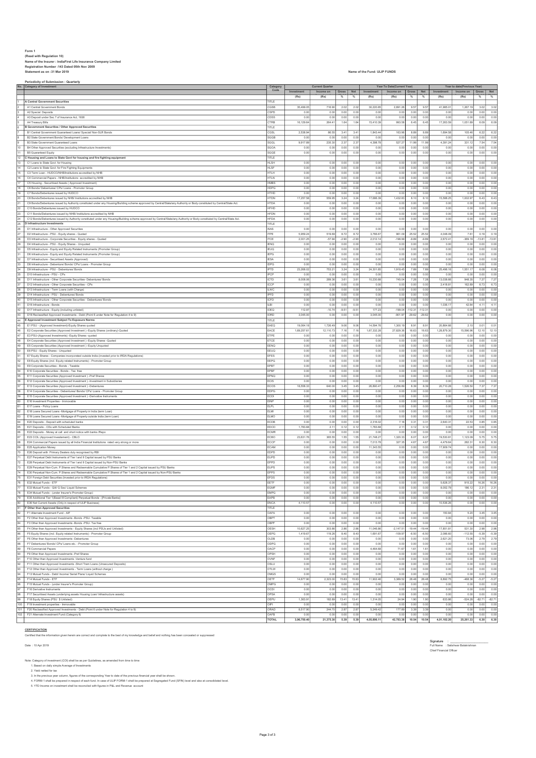**Form 1**

**(Read with Regulation 10)**

**Name of the Insurer : IndiaFirst Life Insurance Company Limited**

**Registration Number :143 Dated 05th Nov 2009**

**Statement as on :31 Mar 2019**

**Name of the Fund: ULIP FUNDS**

**Periodicity of Submission : Quarterly**

| No. | Category of Investment | Category Code | Current Quarter | | | | Year To Date(Current Year) | | | | Year to date(Previous Year) | | | |
|---|---|---|---|---|---|---|---|---|---|---|---|---|---|---|
| | | | Investment | Income on | Gross | Net | Investment | Income on | Gross | Net | Investment | Income on | Gross | Net |
| | | | (Rs) | (Rs) | % | % | (Rs) | (Rs) | % | % | (Rs) | (Rs) | % | % |
| 1 | A Central Government Securities | TITLE | | | | | | | | | | | | |
| 2 | A1 Central Government Bonds | CGSB | 35,499.05 | 716.90 | 2.02 | 2.02 | 30,220.85 | 2,891.26 | 9.57 | 9.57 | 41,985.01 | 1,267.19 | 3.02 | 3.02 |
| 3 | A2 Special Deposits | CSPD | 0.00 | 0.00 | 0.00 | 0.00 | 0.00 | 0.00 | 0.00 | 0.00 | 0.00 | 0.00 | 0.00 | 0.00 |
| 4 | A3 Deposit under Sec 7 of Insurance Act, 1938 | CDSS | 0.00 | 0.00 | 0.00 | 0.00 | 0.00 | 0.00 | 0.00 | 0.00 | 0.00 | 0.00 | 0.00 | 0.00 |
| 5 | A4 Treasury Bills | CTRB | 16,129.64 | 264.41 | 1.64 | 1.64 | 15,410.39 | 993.58 | 6.45 | 6.45 | 17,263.59 | 1,051.89 | 6.09 | 6.09 |
| 6 | B Government Securities / Other Approved Securities | TITLE | | | | | | | | | | | | |
| 7 | B1 Central Government Guaranteed Loans/ Special/ Non-SLR Bonds | CGSL | 2,538.94 | 86.55 | 3.41 | 3.41 | 1,843.44 | 163.96 | 8.89 | 8.89 | 1,694.58 | 105.46 | 6.22 | 6.22 |
| 8 | B2 State Government Bonds/ Development Loans | SGGB | 0.00 | 0.00 | 0.00 | 0.00 | 0.00 | 0.00 | 0.00 | 0.00 | 0.00 | 0.00 | 0.00 | 0.00 |
| 9 | B3 State Government Guaranteed Loans | SGGL | 9,917.89 | 235.30 | 2.37 | 2.37 | 4,398.78 | 527.27 | 11.99 | 11.99 | 4,391.24 | 331.12 | 7.54 | 7.54 |
| 10 | B4 Other Approved Securities (excluding Infrastructure Investments) | SGOA | 0.00 | 0.00 | 0.00 | 0.00 | 0.00 | 0.00 | 0.00 | 0.00 | 0.00 | 0.00 | 0.00 | 0.00 |
| 11 | B5 Guaranteed Equity | SGGE | 0.00 | 0.00 | 0.00 | 0.00 | 0.00 | 0.00 | 0.00 | 0.00 | 0.00 | 0.00 | 0.00 | 0.00 |
| 12 | C Housing and Loans to State Govt for housing and fire fighting equipment | TITLE | | | | | | | | | | | | |
| 13 | C1 Loans to State Govt. for Housing | HLSH | 0.00 | 0.00 | 0.00 | 0.00 | 0.00 | 0.00 | 0.00 | 0.00 | 0.00 | 0.00 | 0.00 | 0.00 |
| 14 | C2 Loans to State Govt. for Fire Fighting Equipments | HLSF | 0.00 | 0.00 | 0.00 | 0.00 | 0.00 | 0.00 | 0.00 | 0.00 | 0.00 | 0.00 | 0.00 | 0.00 |
| 15 | C3 Term Loan - HUDCO/NHB/Institutions accredited by NHB | HTLH | 0.00 | 0.00 | 0.00 | 0.00 | 0.00 | 0.00 | 0.00 | 0.00 | 0.00 | 0.00 | 0.00 | 0.00 |
| 16 | C4 Commercial Papers - NHB/Institutions accredited by NHB | HTLN | 0.00 | 0.00 | 0.00 | 0.00 | 0.00 | 0.00 | 0.00 | 0.00 | 0.00 | 0.00 | 0.00 | 0.00 |
| 17 | C5 Housing - Securitised Assets ( Approved Investment) | HMBS | 0.00 | 0.00 | 0.00 | 0.00 | 0.00 | 0.00 | 0.00 | 0.00 | 0.00 | 0.00 | 0.00 | 0.00 |
| 18 | C6 Bonds/ Debentures/ CPs/ Loans - Promotor Group | HDPG | 0.00 | 0.00 | 0.00 | 0.00 | 0.00 | 0.00 | 0.00 | 0.00 | 0.00 | 0.00 | 0.00 | 0.00 |
| 19 | C7 Bonds/Debentures issued by HUDCO | HTHD | 0.00 | 0.00 | 0.00 | 0.00 | 0.00 | 0.00 | 0.00 | 0.00 | 0.00 | 0.00 | 0.00 | 0.00 |
| 20 | C8 Bonds/Debentures issued by NHB/ Institutions accredited by NHB | HTDN | 17,257.58 | 559.95 | 3.24 | 3.24 | 17,686.39 | 1,432.83 | 8.10 | 8.10 | 15,588.25 | 1,002.97 | 6.43 | 6.43 |
| 21 | C9 Bonds/Debentures issued by Authority constituted under any Housing/Building scheme approved by Central/State/any Authority or Body constituted by Central/State Act. | HTDA | 0.00 | 0.00 | 0.00 | 0.00 | 0.00 | 0.00 | 0.00 | 0.00 | 0.00 | 0.00 | 0.00 | 0.00 |
| 22 | C10 Bonds/Debentures issued by HUDCO | HFHD | 0.00 | 0.00 | 0.00 | 0.00 | 0.00 | 0.00 | 0.00 | 0.00 | 0.00 | 0.00 | 0.00 | 0.00 |
| 23 | C11 Bonds/Debentures issued by NHB/ Institutions accredited by NHB | HFDN | 0.00 | 0.00 | 0.00 | 0.00 | 0.00 | 0.00 | 0.00 | 0.00 | 0.00 | 0.00 | 0.00 | 0.00 |
| 24 | C12 Bonds/Debentures issued by Authority constituted under any Housing/Building scheme approved by Central/State/any Authority or Body constituted by Central/State Act. | HFDA | 0.00 | 0.00 | 0.00 | 0.00 | 0.00 | 0.00 | 0.00 | 0.00 | 0.00 | 0.00 | 0.00 | 0.00 |
| 25 | D Infrastructure Investments | TITLE | | | | | | | | | | | | |
| 26 | D1 Infrastructure - Other Approved Securities | ISAS | 0.00 | 0.00 | 0.00 | 0.00 | 0.00 | 0.00 | 0.00 | 0.00 | 0.00 | 0.00 | 0.00 | 0.00 |
| 27 | D2 Infrastructure - PSU - Equity shares - Quoted | ITPE | 5,959.24 | 519.69 | 8.72 | 8.72 | 3,768.67 | 961.09 | 25.52 | 25.52 | 4,048.09 | 7.61 | 0.19 | 0.19 |
| 28 | D3 Infrastructure - Corporate Securities - Equity shares - Quoted | ITCE | 2,001.25 | -57.94 | -2.90 | -2.90 | 2,012.14 | -198.99 | -9.89 | -9.89 | 2,672.41 | -369.18 | -13.81 | -13.81 |
| 29 | D4 Infrastructure - PSU - Equity Shares - Unquoted | IENQ | 0.00 | 0.00 | 0.00 | 0.00 | 0.00 | 0.00 | 0.00 | 0.00 | 0.00 | 0.00 | 0.00 | 0.00 |
| 30 | D5 Infrastructure - Equity and Equity Related Instruments (Promoter Group) | IEUQ | 0.00 | 0.00 | 0.00 | 0.00 | 0.00 | 0.00 | 0.00 | 0.00 | 0.00 | 0.00 | 0.00 | 0.00 |
| 31 | D6 Infrastructure - Equity and Equity Related Instruments (Promoter Group) | IEPG | 0.00 | 0.00 | 0.00 | 0.00 | 0.00 | 0.00 | 0.00 | 0.00 | 0.00 | 0.00 | 0.00 | 0.00 |
| 32 | D7 Infrastructure - Securitised Assets (Approved) | IESA | 0.00 | 0.00 | 0.00 | 0.00 | 0.00 | 0.00 | 0.00 | 0.00 | 0.00 | 0.00 | 0.00 | 0.00 |
| 33 | D8 Infrastructure - Debenture/ Bonds/ CPs/ Loans - Promoter Group | IDPG | 0.00 | 0.00 | 0.00 | 0.00 | 0.00 | 0.00 | 0.00 | 0.00 | 0.00 | 0.00 | 0.00 | 0.00 |
| 34 | D9 Infrastructure - PSU - Debentures/ Bonds | IPTD | 23,268.02 | 753.21 | 3.24 | 3.24 | 24,301.85 | 1,916.45 | 7.89 | 7.89 | 25,496.16 | 1,551.17 | 6.08 | 6.08 |
| 35 | D10 Infrastructure - PSU - CPs | IPCP | 0.00 | 0.00 | 0.00 | 0.00 | 0.00 | 0.00 | 0.00 | 0.00 | 0.00 | 0.00 | 0.00 | 0.00 |
| 36 | D11 Infrastructure - Other Corporate Securities- Debentures/ Bonds | ICTD | 8,008.06 | 289.36 | 3.61 | 3.61 | 10,230.88 | 745.04 | 7.28 | 7.28 | 13,038.66 | 948.35 | 7.27 | 7.27 |
| 37 | D12 Infrastructure - Other Corporate Securities - CPs | ICCP | 0.00 | 0.00 | 0.00 | 0.00 | 0.00 | 0.00 | 0.00 | 0.00 | 2,418.81 | 162.89 | 6.73 | 6.73 |
| 38 | D13 Infrastructure - Term Loans (with Charge) | ILWC | 0.00 | 0.00 | 0.00 | 0.00 | 0.00 | 0.00 | 0.00 | 0.00 | 0.00 | 0.00 | 0.00 | 0.00 |
| 39 | D14 Infrastructure - PSU - Debentures/ Bonds | IPFD | 0.00 | 0.00 | 0.00 | 0.00 | 0.00 | 0.00 | 0.00 | 0.00 | 0.00 | 0.00 | 0.00 | 0.00 |
| 40 | D15 Infrastructure - Other Corporate Securities - Debentures/ Bonds | ICFD | 0.00 | 0.00 | 0.00 | 0.00 | 0.00 | 0.00 | 0.00 | 0.00 | 0.00 | 0.00 | 0.00 | 0.00 |
| 41 | D16 Infrastructure - Bonds | ILBI | 0.00 | 0.00 | 0.00 | 0.00 | 0.00 | 0.00 | 0.00 | 0.00 | 1,036.17 | 42.64 | 4.11 | 4.11 |
| 42 | D17 Infrastructure - Equity (including unlisted) | IOEQ | 112.97 | -10.74 | -9.51 | -9.51 | 177.23 | -199.04 | -112.31 | -112.31 | 0.00 | 0.00 | 0.00 | 0.00 |
| 43 | D18 Reclassified Approved Investments - Debt (Point 6 under Note for Regulation 4 to 9) | IORD | 3,045.00 | 0.00 | 0.00 | 0.00 | 3,045.00 | -901.97 | -29.62 | -29.62 | 0.00 | 0.00 | 0.00 | 0.00 |
| 44 | E Approved Investment Subject To Exposure Norms | TITLE | | | | | | | | | | | | |
| 45 | E1 PSU - (Approved Investment)-Equity Shares quoted | EAEQ | 19,064.18 | 1,726.49 | 9.06 | 9.06 | 14,594.76 | 1,300.19 | 8.91 | 8.91 | 20,864.66 | 2.10 | 0.01 | 0.01 |
| 46 | E2 Corporate Securities (Approved Investment ) -Equity Shares (ordinary)-Quoted | EACE | 1,69,257.61 | 12,110.73 | 7.16 | 7.16 | 1,67,332.28 | 27,829.36 | 16.63 | 16.63 | 1,28,879.30 | 15,596.96 | 12.10 | 12.10 |
| 47 | E3 PSU-(Approved Investments) -Equity Shares -quoted | ETPE | 0.00 | 0.00 | 0.00 | 0.00 | 0.00 | 0.00 | 0.00 | 0.00 | 0.00 | 0.00 | 0.00 | 0.00 |
| 48 | E4 Corporate Securities (Approved Investment ) -Equity Shares -Quoted | ETCE | 0.00 | 0.00 | 0.00 | 0.00 | 0.00 | 0.00 | 0.00 | 0.00 | 0.00 | 0.00 | 0.00 | 0.00 |
| 49 | E5 Corporate Securities (Approved Investment ) -Equity Unquoted | EENQ | 0.00 | 0.00 | 0.00 | 0.00 | 0.00 | 0.00 | 0.00 | 0.00 | 0.00 | 0.00 | 0.00 | 0.00 |
| 50 | E6 PSU - Equity Shares - Unquoted | EEUQ | 0.00 | 0.00 | 0.00 | 0.00 | 0.00 | 0.00 | 0.00 | 0.00 | 0.00 | 0.00 | 0.00 | 0.00 |
| 51 | E7 Equity Shares - Companies incorporated outside India (invested prior to IRDA Regulations) | EFES | 0.00 | 0.00 | 0.00 | 0.00 | 0.00 | 0.00 | 0.00 | 0.00 | 0.00 | 0.00 | 0.00 | 0.00 |
| 52 | E8 Equity Shares (incl. Equity related Instruments) - Promoter Group | EEPG | 0.00 | 0.00 | 0.00 | 0.00 | 0.00 | 0.00 | 0.00 | 0.00 | 0.00 | 0.00 | 0.00 | 0.00 |
| 53 | E9 Corporate Securities - Bonds - Taxable | EPBT | 0.00 | 0.00 | 0.00 | 0.00 | 0.00 | 0.00 | 0.00 | 0.00 | 0.00 | 0.00 | 0.00 | 0.00 |
| 54 | E10 Corporate Securities - Bonds - Tax free | EPBF | 0.00 | 0.00 | 0.00 | 0.00 | 0.00 | 0.00 | 0.00 | 0.00 | 0.00 | 0.00 | 0.00 | 0.00 |
| 55 | E11 Corporate Securities (Approved Investment ) -Pref Shares | EPNQ | 0.00 | 0.00 | 0.00 | 0.00 | 0.00 | 0.00 | 0.00 | 0.00 | 0.00 | 0.00 | 0.00 | 0.00 |
| 56 | E12 Corporate Securities (Approved Investment ) -Investment in Subsidiaries | ECIS | 0.00 | 0.00 | 0.00 | 0.00 | 0.00 | 0.00 | 0.00 | 0.00 | 0.00 | 0.00 | 0.00 | 0.00 |
| 57 | E13 Corporate Securities (Approved Investment ) -Debentures | ECOS | 18,558.33 | 640.00 | 3.45 | 3.45 | 26,890.47 | 2,256.89 | 8.39 | 8.39 | 20,710.28 | 1,526.50 | 7.37 | 7.37 |
| 58 | E14 Corporate Securities - Debentures/ Bonds/ CPs/ Loans - Promoter Group | EDPG | 0.00 | 0.00 | 0.00 | 0.00 | 0.00 | 0.00 | 0.00 | 0.00 | 0.00 | 0.00 | 0.00 | 0.00 |
| 59 | E15 Corporate Securities (Approved Investment ) -Derivative Instruments | ECDI | 0.00 | 0.00 | 0.00 | 0.00 | 0.00 | 0.00 | 0.00 | 0.00 | 0.00 | 0.00 | 0.00 | 0.00 |
| 60 | E16 Investment Properties - Immovable | EINP | 0.00 | 0.00 | 0.00 | 0.00 | 0.00 | 0.00 | 0.00 | 0.00 | 0.00 | 0.00 | 0.00 | 0.00 |
| 61 | E17 Loans - Policy Loans | ELPL | 0.00 | 0.00 | 0.00 | 0.00 | 0.00 | 0.00 | 0.00 | 0.00 | 0.00 | 0.00 | 0.00 | 0.00 |
| 62 | E18 Loans Secured Loans -Mortgage of Property in India (term Loan) | ELMI | 0.00 | 0.00 | 0.00 | 0.00 | 0.00 | 0.00 | 0.00 | 0.00 | 0.00 | 0.00 | 0.00 | 0.00 |
| 63 | E19 Loans Secured Loans -Mortgage of Property outside India (term Loan) | ELMO | 0.00 | 0.00 | 0.00 | 0.00 | 0.00 | 0.00 | 0.00 | 0.00 | 0.00 | 0.00 | 0.00 | 0.00 |
| 64 | E20 Deposits - Deposit with scheduled banks | ECDB | 0.00 | 0.00 | 0.00 | 0.00 | 2,316.02 | 7.16 | 0.31 | 0.31 | 2,640.31 | 22.53 | 0.85 | 0.85 |
| 65 | E21 Deposits - CDs with Scheduled Banks | EDCD | 1,783.68 | 2.11 | 0.12 | 0.12 | 1,783.68 | 2.11 | 0.12 | 0.12 | 0.00 | 0.00 | 0.00 | 0.00 |
| 66 | E22 Deposits - Money at call and short notice with banks /Repo | ECMR | 0.00 | 0.00 | 0.00 | 0.00 | 0.00 | 0.00 | 0.00 | 0.00 | 0.00 | 0.00 | 0.00 | 0.00 |
| 67 | E23 CCIL (Approved Investement) - CBLO | ECBO | 23,631.76 | 365.55 | 1.55 | 1.55 | 21,748.27 | 1,320.33 | 6.07 | 6.07 | 19,530.81 | 1,123.09 | 5.75 | 5.75 |
| 68 | E24 Commercial Papers issued by all India Financial Institutions rated very strong or more | ECCP | 0.00 | 0.00 | 0.00 | 0.00 | 7,013.78 | 327.35 | 4.67 | 4.67 | 4,479.64 | 282.31 | 6.30 | 6.30 |
| 69 | E25 Application Money | ECAM | 0.00 | 0.00 | 0.00 | 0.00 | 11,343.55 | 0.00 | 0.00 | 0.00 | 17,909.74 | 0.00 | 0.00 | 0.00 |
| 70 | E26 Deposit with Primary Dealers duly recognised by RBI | EDPD | 0.00 | 0.00 | 0.00 | 0.00 | 0.00 | 0.00 | 0.00 | 0.00 | 0.00 | 0.00 | 0.00 | 0.00 |
| 71 | E27 Perpetual Debt Instruments of Tier I and II Capital issued by PSU Banks | EUPD | 0.00 | 0.00 | 0.00 | 0.00 | 0.00 | 0.00 | 0.00 | 0.00 | 0.00 | 0.00 | 0.00 | 0.00 |
| 72 | E28 Perpetual Debt Instruments of Tier I and II Capital issued by Non-PSU Banks | EPPD | 0.00 | 0.00 | 0.00 | 0.00 | 0.00 | 0.00 | 0.00 | 0.00 | 0.00 | 0.00 | 0.00 | 0.00 |
| 73 | E29 Perpetual Non-Cum. P.Shares and Redeemable Cumulative P.Shares of Tier 1 and 2 Capital issued by PSU Banks | EUPS | 0.00 | 0.00 | 0.00 | 0.00 | 0.00 | 0.00 | 0.00 | 0.00 | 0.00 | 0.00 | 0.00 | 0.00 |
| 74 | E30 Perpetual Non-Cum. P.Shares and Redeemable Cumulative P.Shares of Tier 1 and 2 Capital issued by Non-PSU Banks | EPPS | 0.00 | 0.00 | 0.00 | 0.00 | 0.00 | 0.00 | 0.00 | 0.00 | 0.00 | 0.00 | 0.00 | 0.00 |
| 75 | E31 Foreign Debt Securities (Invested prior to IRDA Regulations) | EFDS | 0.00 | 0.00 | 0.00 | 0.00 | 0.00 | 0.00 | 0.00 | 0.00 | 0.00 | 0.00 | 0.00 | 0.00 |
| 76 | E32 Mutual Funds - ETF | EETF | 0.00 | 0.00 | 0.00 | 0.00 | 0.00 | 0.00 | 0.00 | 0.00 | 5,628.37 | 915.22 | 16.26 | 16.26 |
| 77 | E33 Mutual Funds - Gilt/ G Sec/ Liquid Schemes | EGMF | 0.00 | 0.00 | 0.00 | 0.00 | 0.00 | 0.00 | 0.00 | 0.00 | 8,052.79 | 186.12 | 2.31 | 2.31 |
| 78 | E34 Mutual Funds - (under Insurer's Promoter Group) | EMPG | 0.00 | 0.00 | 0.00 | 0.00 | 0.00 | 0.00 | 0.00 | 0.00 | 0.00 | 0.00 | 0.00 | 0.00 |
| 79 | E35 Additional Tier 1(Basel III Compliant) Perpetual Bonds - [Private Banks] | EAPB | 0.00 | 0.00 | 0.00 | 0.00 | 0.00 | 0.00 | 0.00 | 0.00 | 0.00 | 0.00 | 0.00 | 0.00 |
| 80 | E36 Net Current Assets (Only in respect of ULIP Business) | ENCA | 4,110.57 | 0.00 | 0.00 | 0.00 | 4,110.57 | 0.00 | 0.00 | 0.00 | 10,538.26 | 0.00 | 0.00 | 0.00 |
| 81 | F Other than Approved Securities | TITLE | | | | | | | | | | | | |
| 82 | F1 Alternate Investment Fund - AIF | OAFA | 0.00 | 0.00 | 0.00 | 0.00 | 0.00 | 0.00 | 0.00 | 0.00 | 150.84 | 5.20 | 3.45 | 3.45 |
| 83 | F2 Other than Approved Investments -Bonds -PSU- Taxable | OBPT | 0.00 | 0.00 | 0.00 | 0.00 | 0.00 | 0.00 | 0.00 | 0.00 | 0.00 | 0.00 | 0.00 | 0.00 |
| 84 | F3 Other than Approved Investments -Bonds -PSU- Tax free | OBPF | 0.00 | 0.00 | 0.00 | 0.00 | 0.00 | 0.00 | 0.00 | 0.00 | 0.00 | 0.00 | 0.00 | 0.00 |
| 85 | F4 Other than Approved Investments - Equity Shares (incl PSUs and Unlisted) | OESH | 10,627.25 | 303.66 | 2.86 | 2.86 | 11,046.86 | -2,147.51 | -19.44 | -19.44 | 17,851.81 | 531.30 | 2.98 | 2.98 |
| 86 | F5 Equity Shares (incl. Equity related Instruments) - Promoter Group | OEPG | 1,419.67 | 119.26 | 8.40 | 8.40 | 1,691.67 | -109.97 | -6.50 | -6.50 | 2,086.60 | -112.55 | -5.39 | -5.39 |
| 87 | F6 Other than Approved Investments -Debentures | OLDB | 0.00 | 0.00 | 0.00 | 0.00 | 0.00 | 0.00 | 0.00 | 0.00 | 2,621.20 | 73.06 | 2.79 | 2.79 |
| 88 | F7 Debentures/ Bonds/ CPs/ Loans etc. - Promoter Group | ODPG | 0.00 | 0.00 | 0.00 | 0.00 | 0.00 | 0.00 | 0.00 | 0.00 | 0.00 | 0.00 | 0.00 | 0.00 |
| 89 | F8 Commercial Papers | OACP | 0.00 | 0.00 | 0.00 | 0.00 | 4,464.68 | 71.67 | 1.61 | 1.61 | 0.00 | 0.00 | 0.00 | 0.00 |
| 90 | F9 Other than Approved Investments -Pref Shares | OPSH | 0.00 | 0.00 | 0.00 | 0.00 | 0.00 | 0.00 | 0.00 | 0.00 | 0.00 | 0.00 | 0.00 | 0.00 |
| 91 | F10 Other than Approved Investments -Venture fund | OVNF | 0.00 | 0.00 | 0.00 | 0.00 | 0.00 | 0.00 | 0.00 | 0.00 | 0.00 | 0.00 | 0.00 | 0.00 |
| 92 | F11 Other than Approved Investments -Short Term Loans (Unsecured Deposits) | OSLU | 0.00 | 0.00 | 0.00 | 0.00 | 0.00 | 0.00 | 0.00 | 0.00 | 0.00 | 0.00 | 0.00 | 0.00 |
| 93 | F12 Other than Approved Investments - Term Loans (without charge ) | OTLW | 0.00 | 0.00 | 0.00 | 0.00 | 0.00 | 0.00 | 0.00 | 0.00 | 0.00 | 0.00 | 0.00 | 0.00 |
| 94 | F13 Mutual Funds - Debt/ Income/ Serial Plans/ Liquid Schemes | OMGS | 0.00 | 0.00 | 0.00 | 0.00 | 0.00 | 0.00 | 0.00 | 0.00 | 0.00 | 0.00 | 0.00 | 0.00 |
| 95 | F14 Mutual Funds - ETF | OETF | 14,677.90 | 2,323.00 | 15.83 | 15.83 | 11,902.46 | 3,389.52 | 28.48 | 28.48 | 8,892.75 | -468.36 | -5.27 | -5.27 |
| 96 | F15 Mutual Funds - (under Insurer's Promoter Group) | OMPG | 0.00 | 0.00 | 0.00 | 0.00 | 0.00 | 0.00 | 0.00 | 0.00 | 0.00 | 0.00 | 0.00 | 0.00 |
| 97 | F16 Derivative Instruments | OCDI | 0.00 | 0.00 | 0.00 | 0.00 | 0.00 | 0.00 | 0.00 | 0.00 | 0.00 | 0.00 | 0.00 | 0.00 |
| 98 | F17 Securitised Assets (underlying assets Housing Loan/ Infrastructure assets) | OPSA | 0.00 | 0.00 | 0.00 | 0.00 | 0.00 | 0.00 | 0.00 | 0.00 | 0.00 | 0.00 | 0.00 | 0.00 |
| 99 | F18 Equity Shares (PSU $ Unlisted) | OEPU | 1,363.91 | 182.89 | 13.41 | 13.41 | 1,314.05 | 24.94 | 1.90 | 1.90 | 633.86 | -524.28 | -82.71 | -82.71 |
| 100 | F19 Investment properties - Immovable | OIPI | 0.00 | 0.00 | 0.00 | 0.00 | 0.00 | 0.00 | 0.00 | 0.00 | 0.00 | 0.00 | 0.00 | 0.00 |
| 101 | F20 Reclassified Approved Investments - Debt (Point 6 under Note for Regulation 4 to 9) | ORAD | 8,517.90 | 244.70 | 2.87 | 2.87 | 5,249.42 | 177.89 | 3.39 | 3.39 | 0.00 | 0.00 | 0.00 | 0.00 |
| 102 | F21 Alternate Investment Fund (Category II) | OAFB | 0.00 | 0.00 | 0.00 | 0.00 | 0.00 | 0.00 | 0.00 | 0.00 | 0.00 | 0.00 | 0.00 | 0.00 |
| | | TOTAL | 3,96,750.40 | 21,375.30 | 5.39 | 5.39 | 4,05,896.11 | 42,783.38 | 10.54 | 10.54 | 4,01,102.20 | 25,261.33 | 6.30 | 6.30 |

**CERTIFICATION**

Certified that the information given herein are correct and complete to the best of my knowledge and belief and nothing has been concealed or suppressed

Date : 10 Apr 2019

Signature : ______________________

Full Name : Satishwar Balakrishnan

Chief Financial Officer

Note: Category of investment (COI) shall be as per Guidelines, as amended from time to time

1. Based on daily simple Average of Investments
2. Yield netted for tax
3. In the previous year column, figures of the corresponding Year to date of the previous financial year shall be shown.
4. FORM-1 shall be prepared in respect of each fund. In case of ULIP FORM-1 shall be prepared at Segregated Fund (SFIN) level and also at consolidated level.
5. YTD income on investment shall be reconciled with figures in P&L and Revenue account